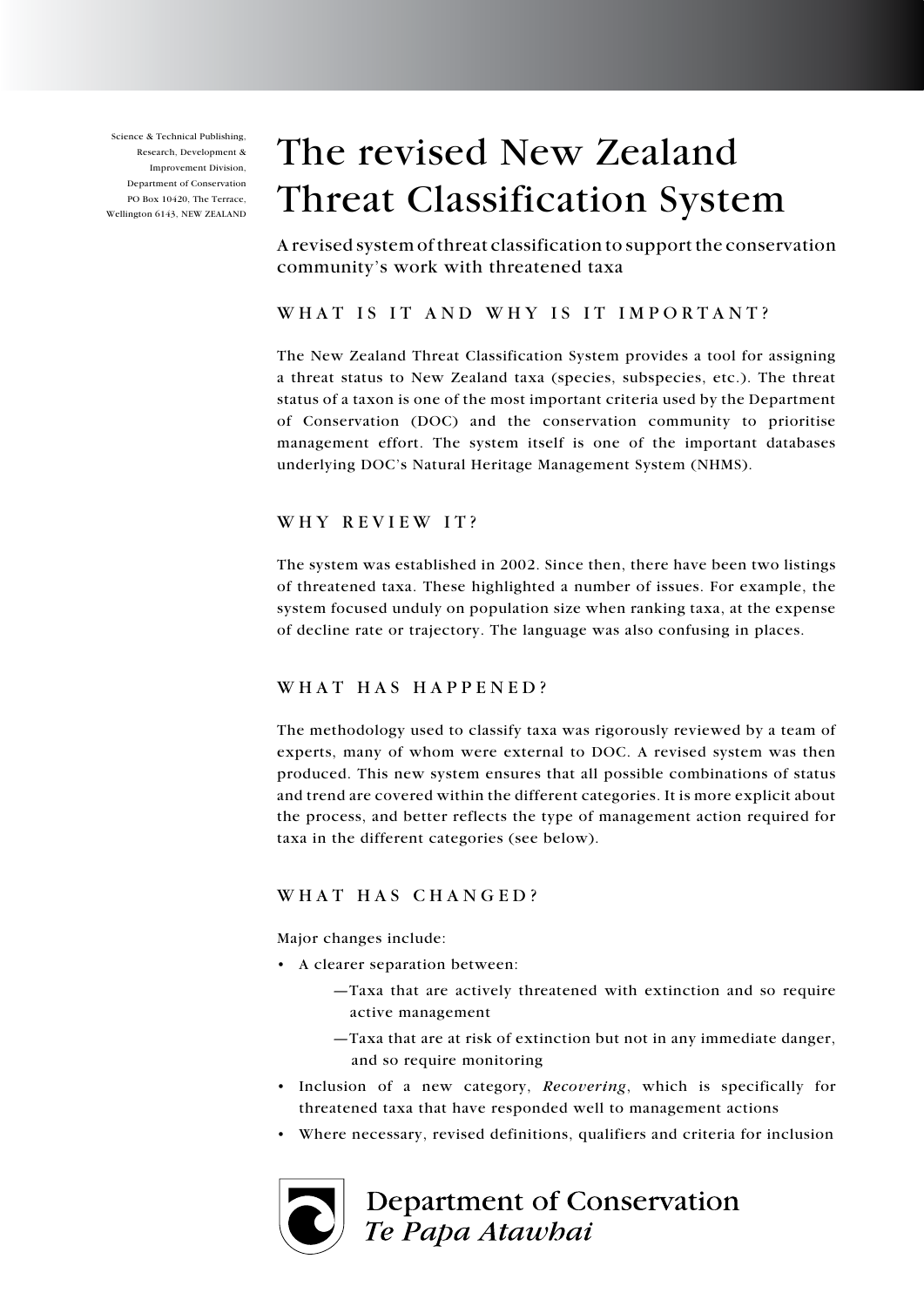Science & Technical Publishing,
Research, Development &
Improvement Division,
Department of Conservation
PO Box 10420, The Terrace,
Wellington 6143, NEW ZEALAND

# The revised New Zealand Threat Classification System

A revised system of threat classification to support the conservation community's work with threatened taxa

## WHAT IS IT AND WHY IS IT IMPORTANT?

The New Zealand Threat Classification System provides a tool for assigning a threat status to New Zealand taxa (species, subspecies, etc.). The threat status of a taxon is one of the most important criteria used by the Department of Conservation (DOC) and the conservation community to prioritise management effort. The system itself is one of the important databases underlying DOC's Natural Heritage Management System (NHMS).

## WHY REVIEW IT?

The system was established in 2002. Since then, there have been two listings of threatened taxa. These highlighted a number of issues. For example, the system focused unduly on population size when ranking taxa, at the expense of decline rate or trajectory. The language was also confusing in places.

## WHAT HAS HAPPENED?

The methodology used to classify taxa was rigorously reviewed by a team of experts, many of whom were external to DOC. A revised system was then produced. This new system ensures that all possible combinations of status and trend are covered within the different categories. It is more explicit about the process, and better reflects the type of management action required for taxa in the different categories (see below).

## WHAT HAS CHANGED?

Major changes include:

- A clearer separation between:
  - —Taxa that are actively threatened with extinction and so require active management
  - —Taxa that are at risk of extinction but not in any immediate danger, and so require monitoring
- Inclusion of a new category, *Recovering*, which is specifically for threatened taxa that have responded well to management actions
- Where necessary, revised definitions, qualifiers and criteria for inclusion

Department of Conservation
*Te Papa Atawhai*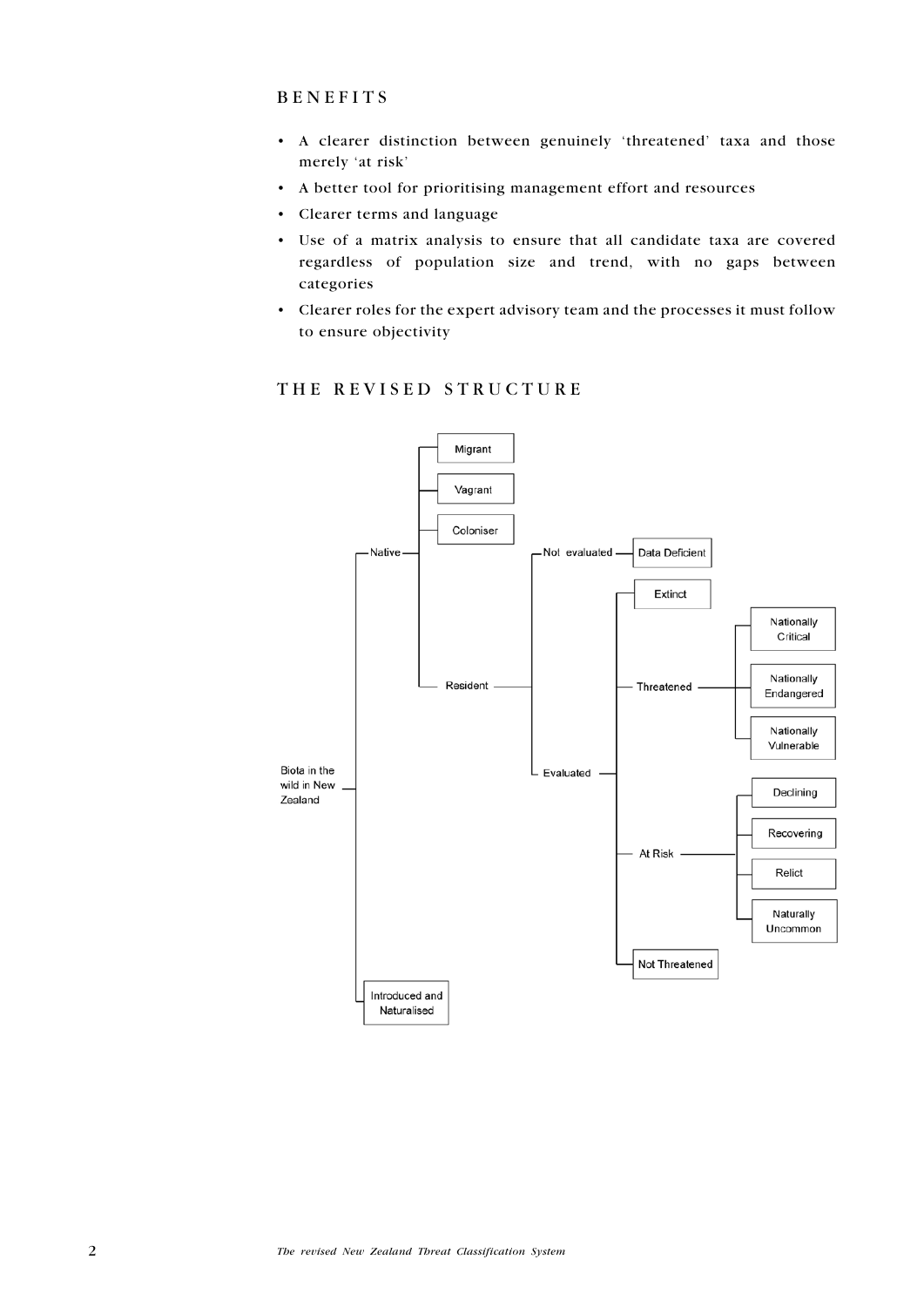## BENEFITS

- A clearer distinction between genuinely 'threatened' taxa and those merely 'at risk'
- A better tool for prioritising management effort and resources
- Clearer terms and language
- Use of a matrix analysis to ensure that all candidate taxa are covered regardless of population size and trend, with no gaps between categories
- Clearer roles for the expert advisory team and the processes it must follow to ensure objectivity

## THE REVISED STRUCTURE

- Biota in the wild in New Zealand
  - Native
    - Migrant
    - Vagrant
    - Coloniser
    - Resident
      - Not evaluated
        - Data Deficient
      - Evaluated
        - Extinct
        - Threatened
          - Nationally Critical
          - Nationally Endangered
          - Nationally Vulnerable
        - At Risk
          - Declining
          - Recovering
          - Relict
          - Naturally Uncommon
        - Not Threatened
  - Introduced and Naturalised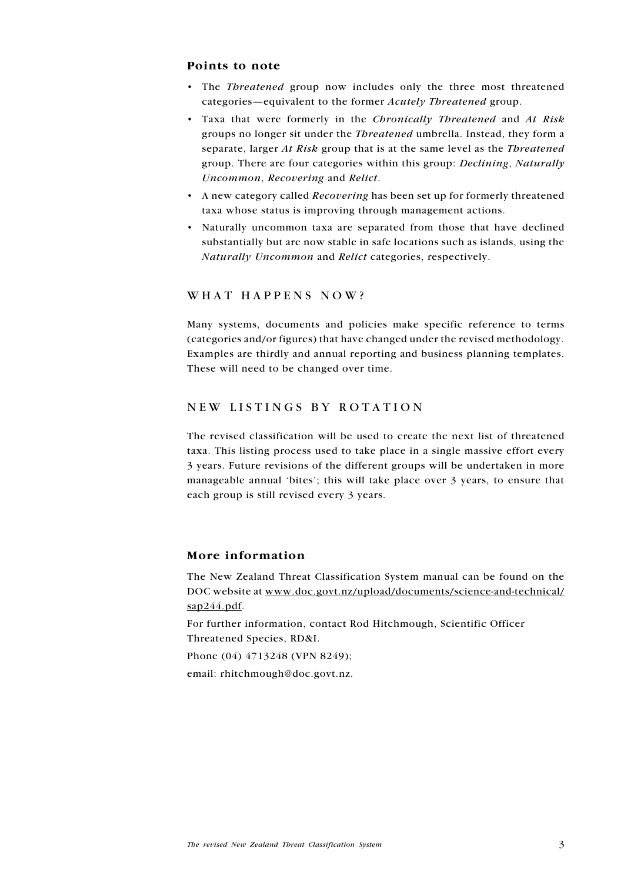### Points to note

- The *Threatened* group now includes only the three most threatened categories—equivalent to the former *Acutely Threatened* group.
- Taxa that were formerly in the *Chronically Threatened* and *At Risk* groups no longer sit under the *Threatened* umbrella. Instead, they form a separate, larger *At Risk* group that is at the same level as the *Threatened* group. There are four categories within this group: *Declining*, *Naturally Uncommon*, *Recovering* and *Relict*.
- A new category called *Recovering* has been set up for formerly threatened taxa whose status is improving through management actions.
- Naturally uncommon taxa are separated from those that have declined substantially but are now stable in safe locations such as islands, using the *Naturally Uncommon* and *Relict* categories, respectively.

## WHAT HAPPENS NOW?

Many systems, documents and policies make specific reference to terms (categories and/or figures) that have changed under the revised methodology. Examples are thirdly and annual reporting and business planning templates. These will need to be changed over time.

## NEW LISTINGS BY ROTATION

The revised classification will be used to create the next list of threatened taxa. This listing process used to take place in a single massive effort every 3 years. Future revisions of the different groups will be undertaken in more manageable annual 'bites'; this will take place over 3 years, to ensure that each group is still revised every 3 years.

### More information

The New Zealand Threat Classification System manual can be found on the DOC website at www.doc.govt.nz/upload/documents/science-and-technical/sap244.pdf.

For further information, contact Rod Hitchmough, Scientific Officer Threatened Species, RD&I.

Phone (04) 4713248 (VPN 8249);

email: rhitchmough@doc.govt.nz.